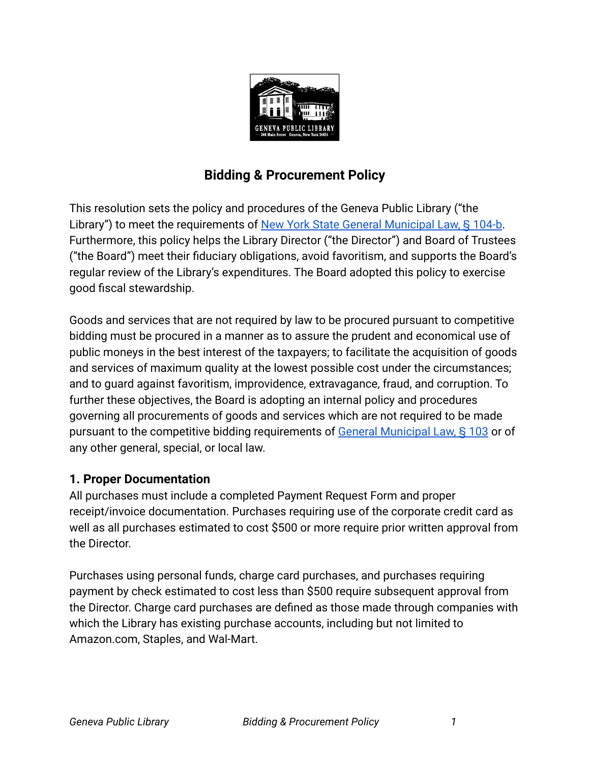# Bidding & Procurement Policy

This resolution sets the policy and procedures of the Geneva Public Library ("the Library") to meet the requirements of [New York State General Municipal Law, § 104-b](). Furthermore, this policy helps the Library Director ("the Director") and Board of Trustees ("the Board") meet their fiduciary obligations, avoid favoritism, and supports the Board's regular review of the Library's expenditures. The Board adopted this policy to exercise good fiscal stewardship.

Goods and services that are not required by law to be procured pursuant to competitive bidding must be procured in a manner as to assure the prudent and economical use of public moneys in the best interest of the taxpayers; to facilitate the acquisition of goods and services of maximum quality at the lowest possible cost under the circumstances; and to guard against favoritism, improvidence, extravagance, fraud, and corruption. To further these objectives, the Board is adopting an internal policy and procedures governing all procurements of goods and services which are not required to be made pursuant to the competitive bidding requirements of [General Municipal Law, § 103]() or of any other general, special, or local law.

## 1. Proper Documentation

All purchases must include a completed Payment Request Form and proper receipt/invoice documentation. Purchases requiring use of the corporate credit card as well as all purchases estimated to cost $500 or more require prior written approval from the Director.

Purchases using personal funds, charge card purchases, and purchases requiring payment by check estimated to cost less than $500 require subsequent approval from the Director. Charge card purchases are defined as those made through companies with which the Library has existing purchase accounts, including but not limited to Amazon.com, Staples, and Wal-Mart.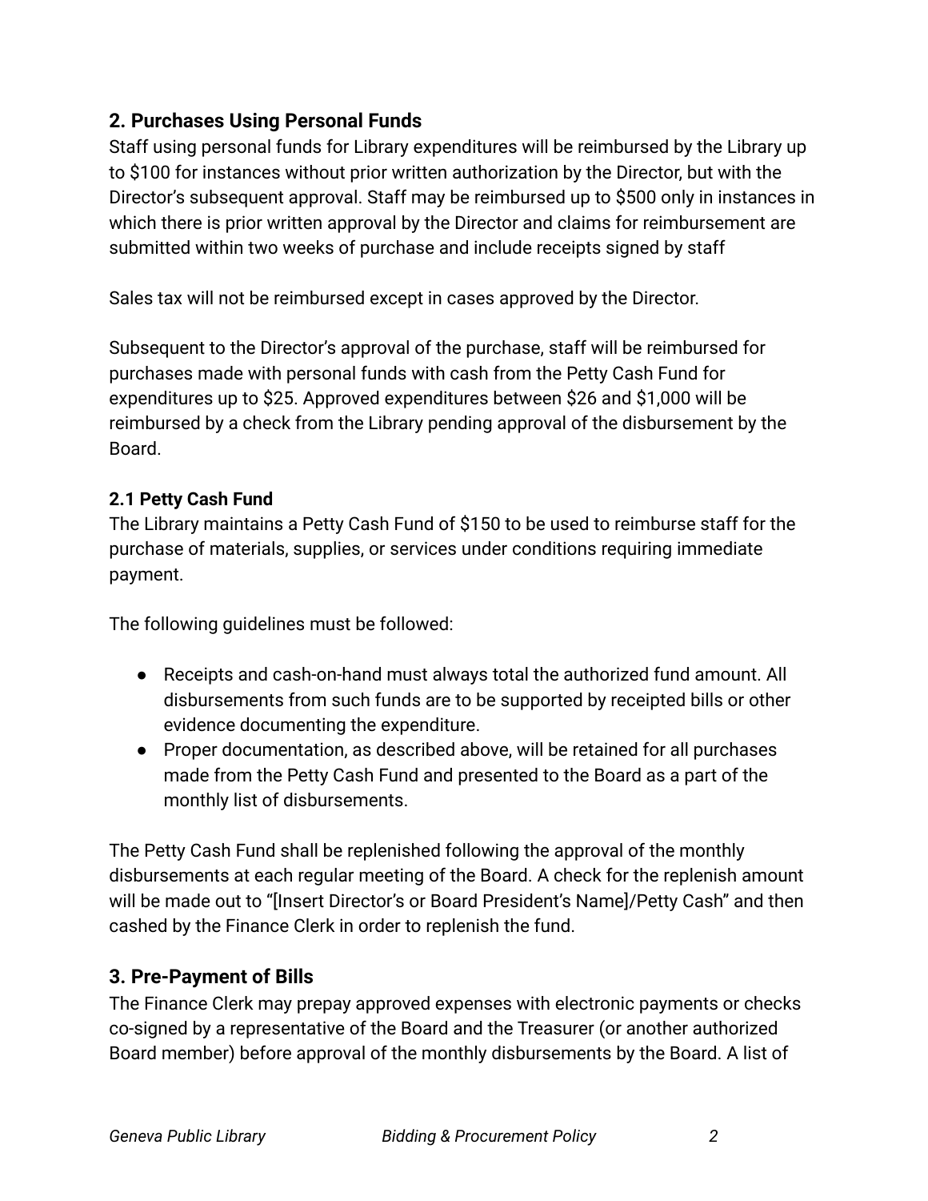## 2. Purchases Using Personal Funds

Staff using personal funds for Library expenditures will be reimbursed by the Library up to $100 for instances without prior written authorization by the Director, but with the Director's subsequent approval. Staff may be reimbursed up to $500 only in instances in which there is prior written approval by the Director and claims for reimbursement are submitted within two weeks of purchase and include receipts signed by staff

Sales tax will not be reimbursed except in cases approved by the Director.

Subsequent to the Director's approval of the purchase, staff will be reimbursed for purchases made with personal funds with cash from the Petty Cash Fund for expenditures up to $25. Approved expenditures between $26 and $1,000 will be reimbursed by a check from the Library pending approval of the disbursement by the Board.

### 2.1 Petty Cash Fund

The Library maintains a Petty Cash Fund of $150 to be used to reimburse staff for the purchase of materials, supplies, or services under conditions requiring immediate payment.

The following guidelines must be followed:

- Receipts and cash-on-hand must always total the authorized fund amount. All disbursements from such funds are to be supported by receipted bills or other evidence documenting the expenditure.
- Proper documentation, as described above, will be retained for all purchases made from the Petty Cash Fund and presented to the Board as a part of the monthly list of disbursements.

The Petty Cash Fund shall be replenished following the approval of the monthly disbursements at each regular meeting of the Board. A check for the replenish amount will be made out to "[Insert Director's or Board President's Name]/Petty Cash" and then cashed by the Finance Clerk in order to replenish the fund.

## 3. Pre-Payment of Bills

The Finance Clerk may prepay approved expenses with electronic payments or checks co-signed by a representative of the Board and the Treasurer (or another authorized Board member) before approval of the monthly disbursements by the Board. A list of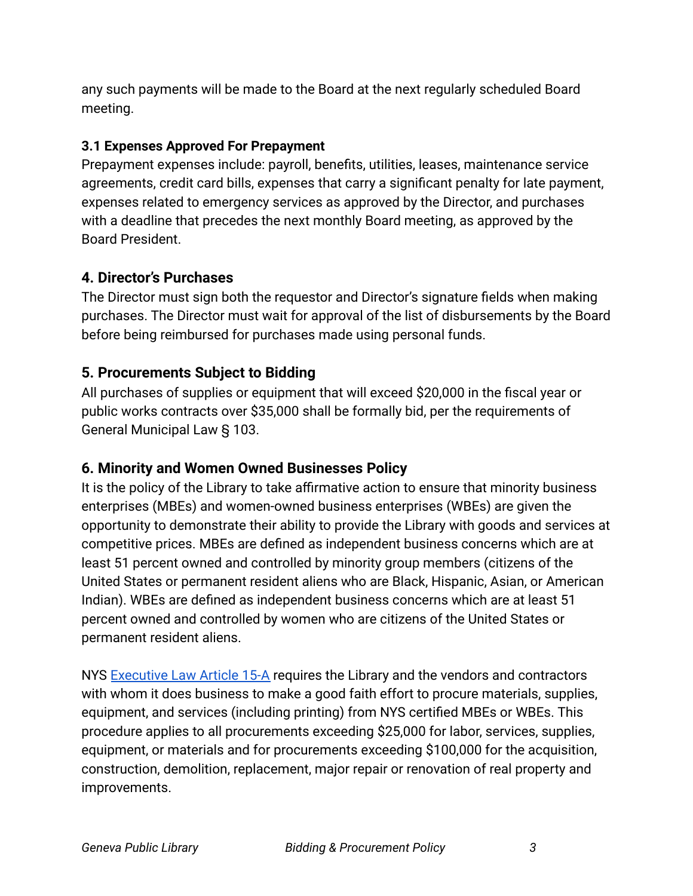any such payments will be made to the Board at the next regularly scheduled Board meeting.

### 3.1 Expenses Approved For Prepayment

Prepayment expenses include: payroll, benefits, utilities, leases, maintenance service agreements, credit card bills, expenses that carry a significant penalty for late payment, expenses related to emergency services as approved by the Director, and purchases with a deadline that precedes the next monthly Board meeting, as approved by the Board President.

## 4. Director's Purchases

The Director must sign both the requestor and Director's signature fields when making purchases. The Director must wait for approval of the list of disbursements by the Board before being reimbursed for purchases made using personal funds.

## 5. Procurements Subject to Bidding

All purchases of supplies or equipment that will exceed $20,000 in the fiscal year or public works contracts over $35,000 shall be formally bid, per the requirements of General Municipal Law § 103.

## 6. Minority and Women Owned Businesses Policy

It is the policy of the Library to take affirmative action to ensure that minority business enterprises (MBEs) and women-owned business enterprises (WBEs) are given the opportunity to demonstrate their ability to provide the Library with goods and services at competitive prices. MBEs are defined as independent business concerns which are at least 51 percent owned and controlled by minority group members (citizens of the United States or permanent resident aliens who are Black, Hispanic, Asian, or American Indian). WBEs are defined as independent business concerns which are at least 51 percent owned and controlled by women who are citizens of the United States or permanent resident aliens.

NYS Executive Law Article 15-A requires the Library and the vendors and contractors with whom it does business to make a good faith effort to procure materials, supplies, equipment, and services (including printing) from NYS certified MBEs or WBEs. This procedure applies to all procurements exceeding $25,000 for labor, services, supplies, equipment, or materials and for procurements exceeding $100,000 for the acquisition, construction, demolition, replacement, major repair or renovation of real property and improvements.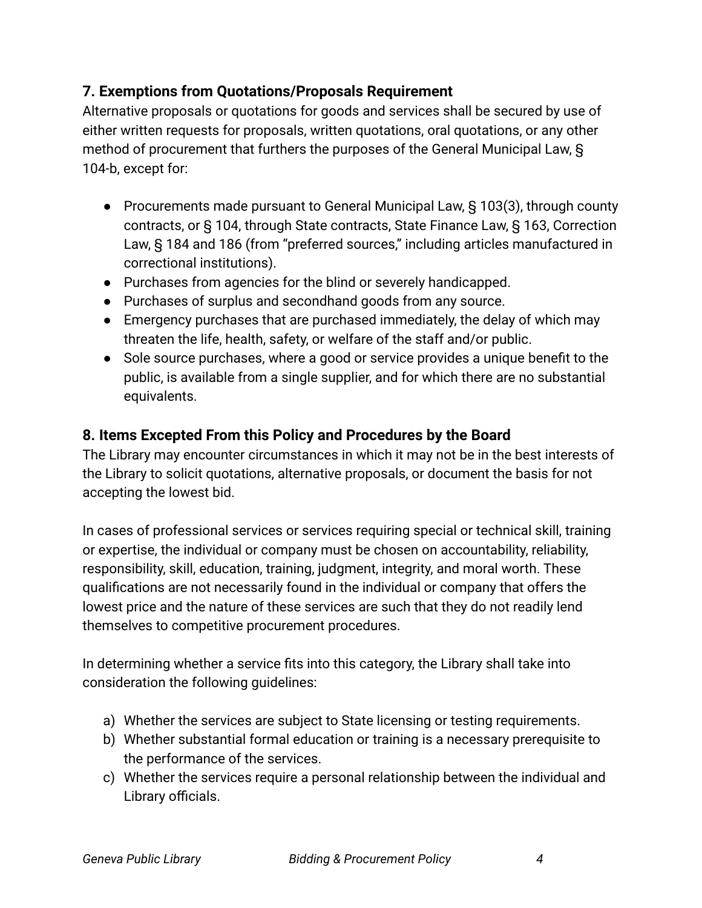### 7. Exemptions from Quotations/Proposals Requirement

Alternative proposals or quotations for goods and services shall be secured by use of either written requests for proposals, written quotations, oral quotations, or any other method of procurement that furthers the purposes of the General Municipal Law, § 104-b, except for:

- Procurements made pursuant to General Municipal Law, § 103(3), through county contracts, or § 104, through State contracts, State Finance Law, § 163, Correction Law, § 184 and 186 (from "preferred sources," including articles manufactured in correctional institutions).
- Purchases from agencies for the blind or severely handicapped.
- Purchases of surplus and secondhand goods from any source.
- Emergency purchases that are purchased immediately, the delay of which may threaten the life, health, safety, or welfare of the staff and/or public.
- Sole source purchases, where a good or service provides a unique benefit to the public, is available from a single supplier, and for which there are no substantial equivalents.

### 8. Items Excepted From this Policy and Procedures by the Board

The Library may encounter circumstances in which it may not be in the best interests of the Library to solicit quotations, alternative proposals, or document the basis for not accepting the lowest bid.

In cases of professional services or services requiring special or technical skill, training or expertise, the individual or company must be chosen on accountability, reliability, responsibility, skill, education, training, judgment, integrity, and moral worth. These qualifications are not necessarily found in the individual or company that offers the lowest price and the nature of these services are such that they do not readily lend themselves to competitive procurement procedures.

In determining whether a service fits into this category, the Library shall take into consideration the following guidelines:

a) Whether the services are subject to State licensing or testing requirements.
b) Whether substantial formal education or training is a necessary prerequisite to the performance of the services.
c) Whether the services require a personal relationship between the individual and Library officials.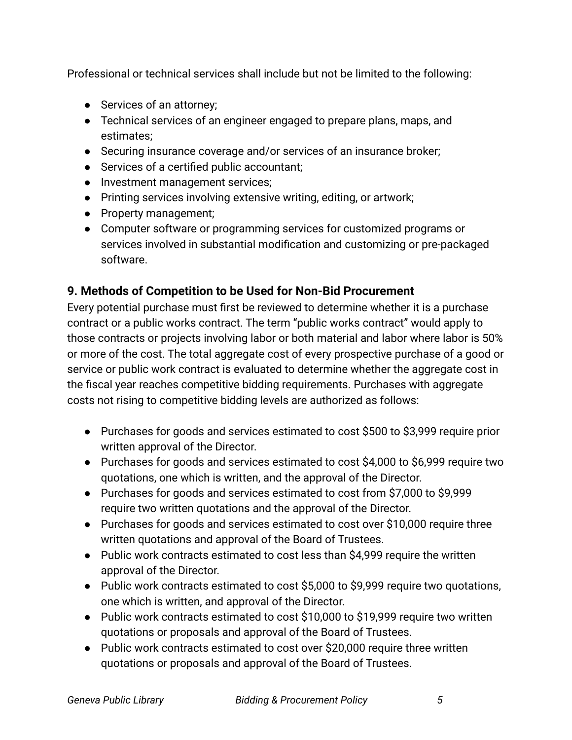Professional or technical services shall include but not be limited to the following:

- Services of an attorney;
- Technical services of an engineer engaged to prepare plans, maps, and estimates;
- Securing insurance coverage and/or services of an insurance broker;
- Services of a certified public accountant;
- Investment management services;
- Printing services involving extensive writing, editing, or artwork;
- Property management;
- Computer software or programming services for customized programs or services involved in substantial modification and customizing or pre-packaged software.

## 9. Methods of Competition to be Used for Non-Bid Procurement

Every potential purchase must first be reviewed to determine whether it is a purchase contract or a public works contract. The term "public works contract" would apply to those contracts or projects involving labor or both material and labor where labor is 50% or more of the cost. The total aggregate cost of every prospective purchase of a good or service or public work contract is evaluated to determine whether the aggregate cost in the fiscal year reaches competitive bidding requirements. Purchases with aggregate costs not rising to competitive bidding levels are authorized as follows:

- Purchases for goods and services estimated to cost $500 to $3,999 require prior written approval of the Director.
- Purchases for goods and services estimated to cost $4,000 to $6,999 require two quotations, one which is written, and the approval of the Director.
- Purchases for goods and services estimated to cost from $7,000 to $9,999 require two written quotations and the approval of the Director.
- Purchases for goods and services estimated to cost over $10,000 require three written quotations and approval of the Board of Trustees.
- Public work contracts estimated to cost less than $4,999 require the written approval of the Director.
- Public work contracts estimated to cost $5,000 to $9,999 require two quotations, one which is written, and approval of the Director.
- Public work contracts estimated to cost $10,000 to $19,999 require two written quotations or proposals and approval of the Board of Trustees.
- Public work contracts estimated to cost over $20,000 require three written quotations or proposals and approval of the Board of Trustees.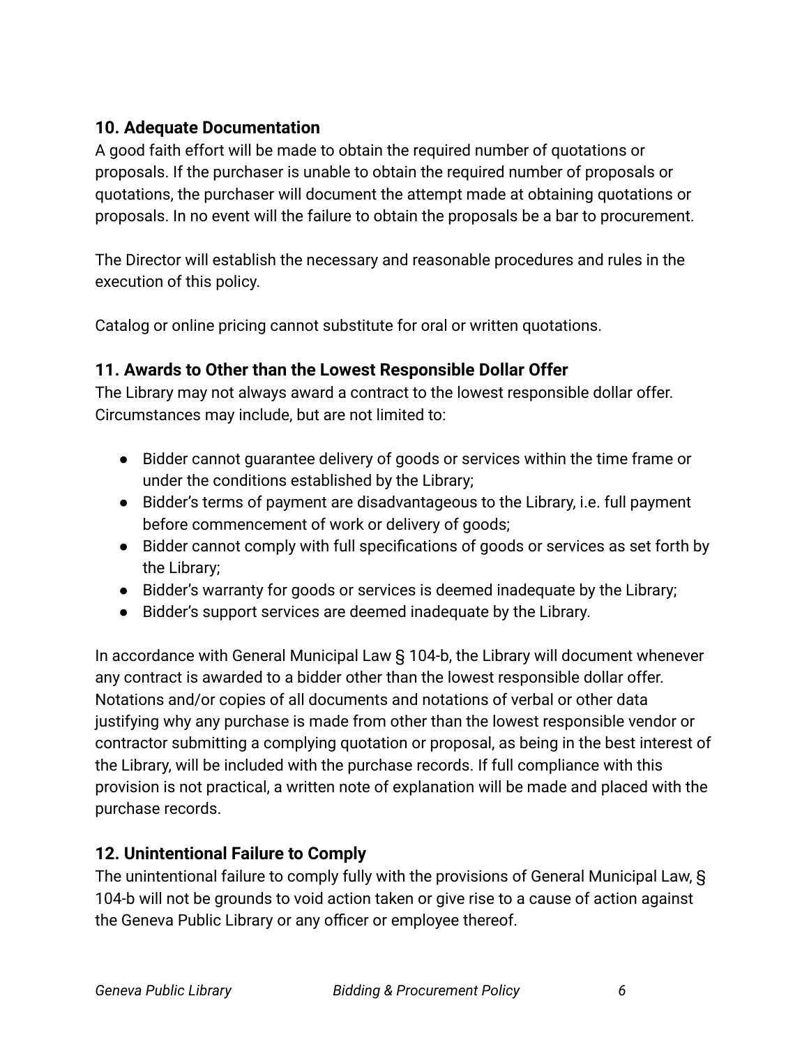## 10. Adequate Documentation

A good faith effort will be made to obtain the required number of quotations or proposals. If the purchaser is unable to obtain the required number of proposals or quotations, the purchaser will document the attempt made at obtaining quotations or proposals. In no event will the failure to obtain the proposals be a bar to procurement.

The Director will establish the necessary and reasonable procedures and rules in the execution of this policy.

Catalog or online pricing cannot substitute for oral or written quotations.

## 11. Awards to Other than the Lowest Responsible Dollar Offer

The Library may not always award a contract to the lowest responsible dollar offer. Circumstances may include, but are not limited to:

- Bidder cannot guarantee delivery of goods or services within the time frame or under the conditions established by the Library;
- Bidder's terms of payment are disadvantageous to the Library, i.e. full payment before commencement of work or delivery of goods;
- Bidder cannot comply with full specifications of goods or services as set forth by the Library;
- Bidder's warranty for goods or services is deemed inadequate by the Library;
- Bidder's support services are deemed inadequate by the Library.

In accordance with General Municipal Law § 104-b, the Library will document whenever any contract is awarded to a bidder other than the lowest responsible dollar offer. Notations and/or copies of all documents and notations of verbal or other data justifying why any purchase is made from other than the lowest responsible vendor or contractor submitting a complying quotation or proposal, as being in the best interest of the Library, will be included with the purchase records. If full compliance with this provision is not practical, a written note of explanation will be made and placed with the purchase records.

## 12. Unintentional Failure to Comply

The unintentional failure to comply fully with the provisions of General Municipal Law, § 104-b will not be grounds to void action taken or give rise to a cause of action against the Geneva Public Library or any officer or employee thereof.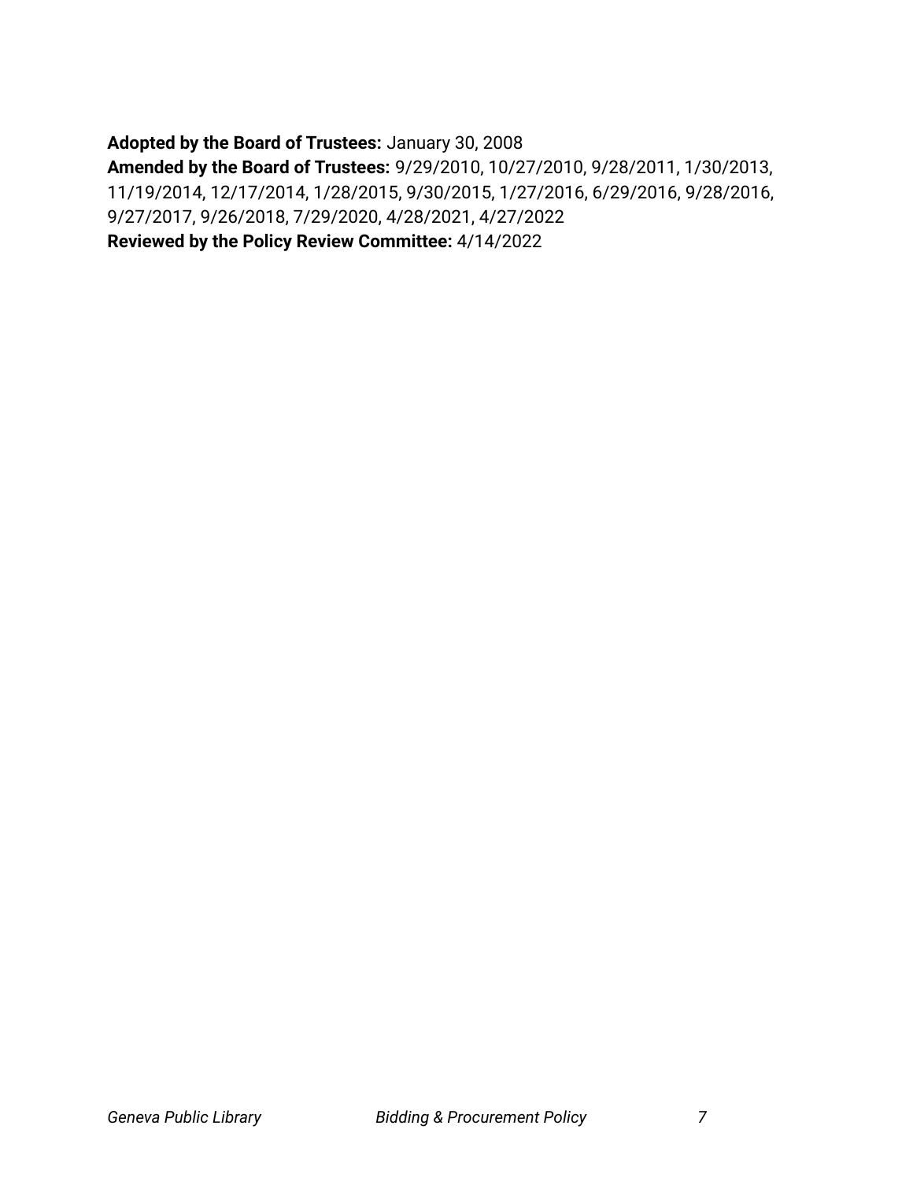**Adopted by the Board of Trustees:** January 30, 2008
**Amended by the Board of Trustees:** 9/29/2010, 10/27/2010, 9/28/2011, 1/30/2013, 11/19/2014, 12/17/2014, 1/28/2015, 9/30/2015, 1/27/2016, 6/29/2016, 9/28/2016, 9/27/2017, 9/26/2018, 7/29/2020, 4/28/2021, 4/27/2022
**Reviewed by the Policy Review Committee:** 4/14/2022